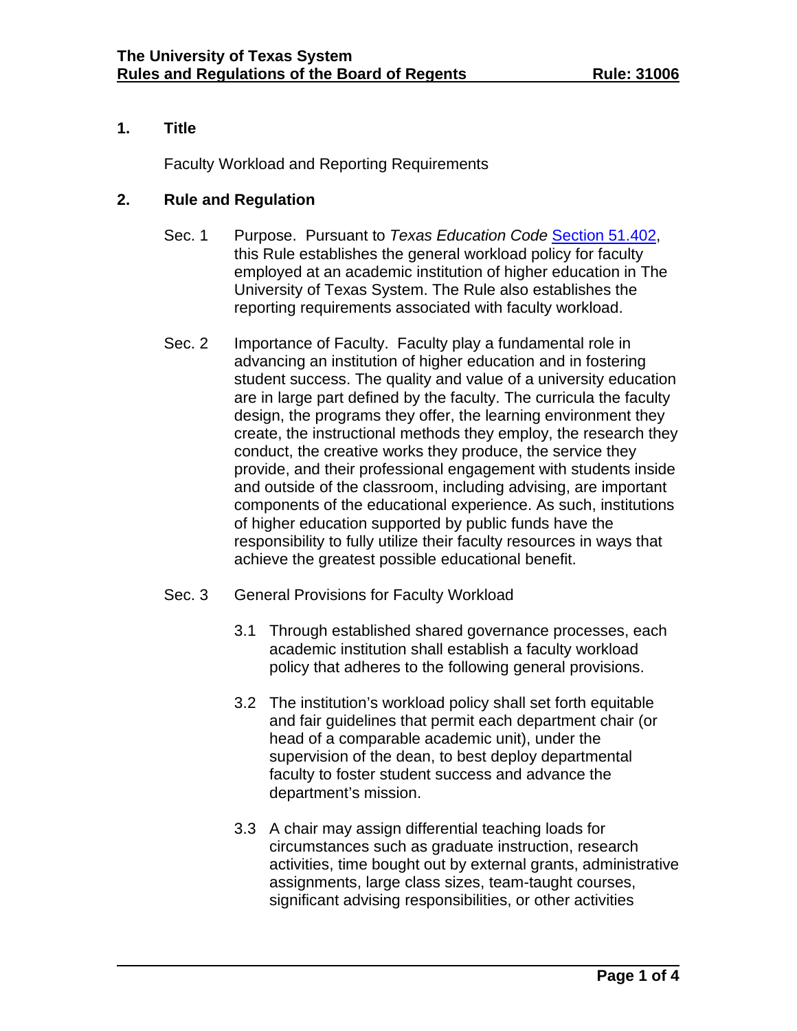**The University of Texas System**
**Rules and Regulations of the Board of Regents** **Rule: 31006**

## 1. Title

Faculty Workload and Reporting Requirements

## 2. Rule and Regulation

Sec. 1 Purpose. Pursuant to *Texas Education Code* Section 51.402, this Rule establishes the general workload policy for faculty employed at an academic institution of higher education in The University of Texas System. The Rule also establishes the reporting requirements associated with faculty workload.

Sec. 2 Importance of Faculty. Faculty play a fundamental role in advancing an institution of higher education and in fostering student success. The quality and value of a university education are in large part defined by the faculty. The curricula the faculty design, the programs they offer, the learning environment they create, the instructional methods they employ, the research they conduct, the creative works they produce, the service they provide, and their professional engagement with students inside and outside of the classroom, including advising, are important components of the educational experience. As such, institutions of higher education supported by public funds have the responsibility to fully utilize their faculty resources in ways that achieve the greatest possible educational benefit.

Sec. 3 General Provisions for Faculty Workload

3.1 Through established shared governance processes, each academic institution shall establish a faculty workload policy that adheres to the following general provisions.

3.2 The institution's workload policy shall set forth equitable and fair guidelines that permit each department chair (or head of a comparable academic unit), under the supervision of the dean, to best deploy departmental faculty to foster student success and advance the department's mission.

3.3 A chair may assign differential teaching loads for circumstances such as graduate instruction, research activities, time bought out by external grants, administrative assignments, large class sizes, team-taught courses, significant advising responsibilities, or other activities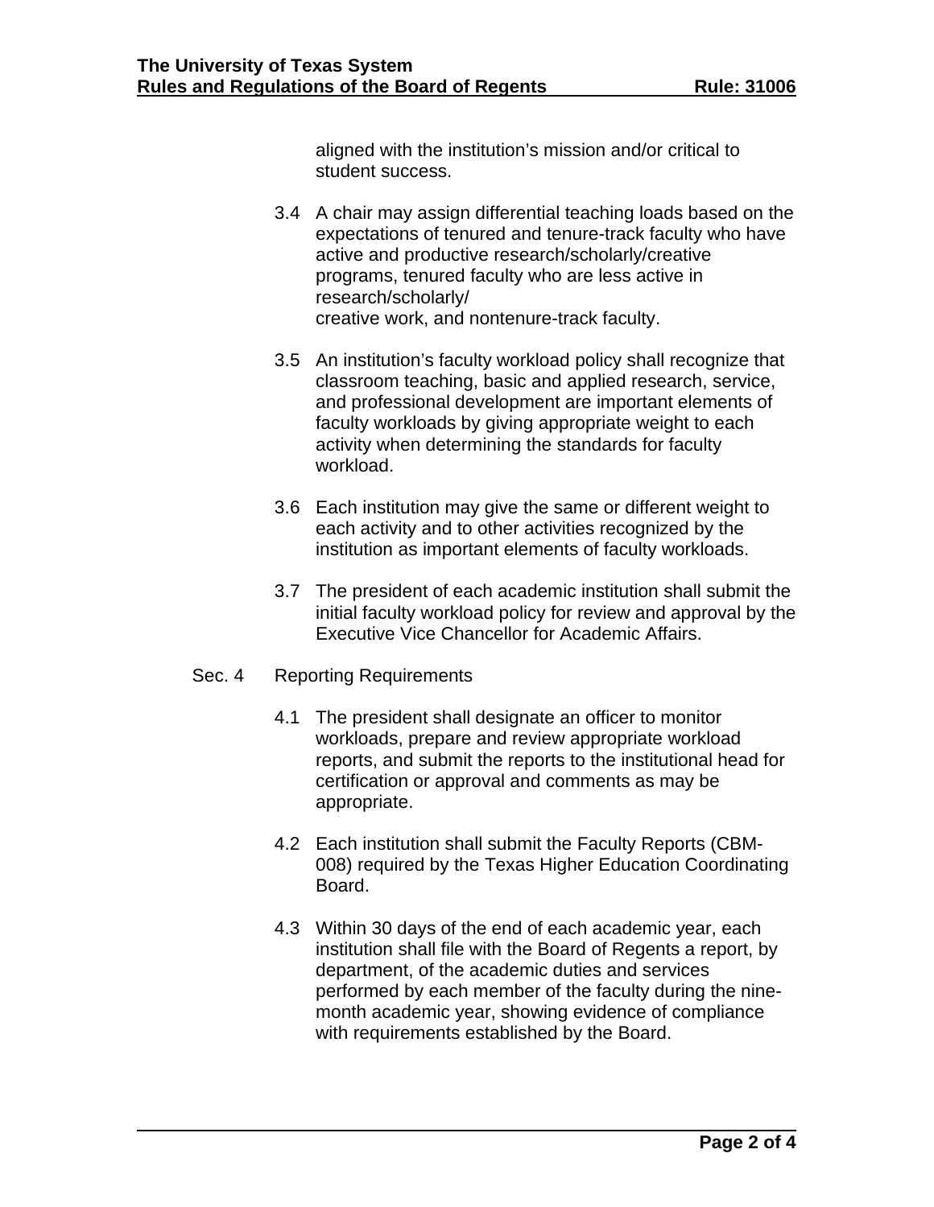aligned with the institution's mission and/or critical to student success.

3.4 A chair may assign differential teaching loads based on the expectations of tenured and tenure-track faculty who have active and productive research/scholarly/creative programs, tenured faculty who are less active in research/scholarly/creative work, and nontenure-track faculty.

3.5 An institution's faculty workload policy shall recognize that classroom teaching, basic and applied research, service, and professional development are important elements of faculty workloads by giving appropriate weight to each activity when determining the standards for faculty workload.

3.6 Each institution may give the same or different weight to each activity and to other activities recognized by the institution as important elements of faculty workloads.

3.7 The president of each academic institution shall submit the initial faculty workload policy for review and approval by the Executive Vice Chancellor for Academic Affairs.

## Sec. 4 Reporting Requirements

4.1 The president shall designate an officer to monitor workloads, prepare and review appropriate workload reports, and submit the reports to the institutional head for certification or approval and comments as may be appropriate.

4.2 Each institution shall submit the Faculty Reports (CBM-008) required by the Texas Higher Education Coordinating Board.

4.3 Within 30 days of the end of each academic year, each institution shall file with the Board of Regents a report, by department, of the academic duties and services performed by each member of the faculty during the nine-month academic year, showing evidence of compliance with requirements established by the Board.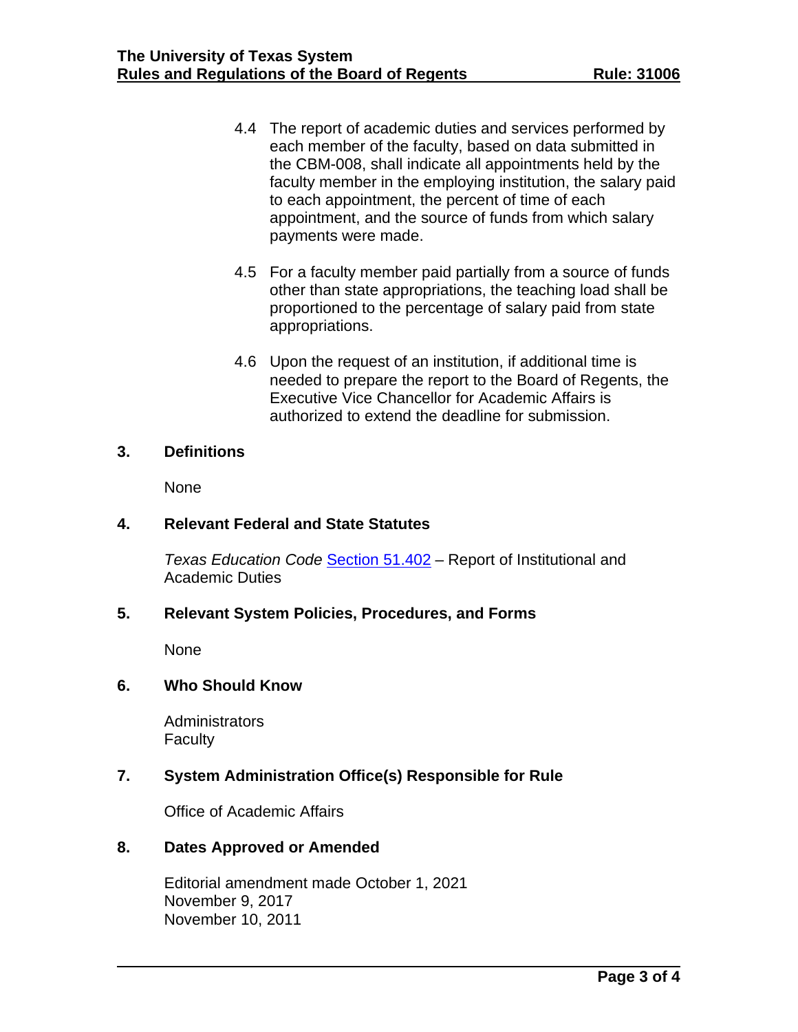4.4 The report of academic duties and services performed by each member of the faculty, based on data submitted in the CBM-008, shall indicate all appointments held by the faculty member in the employing institution, the salary paid to each appointment, the percent of time of each appointment, and the source of funds from which salary payments were made.

4.5 For a faculty member paid partially from a source of funds other than state appropriations, the teaching load shall be proportioned to the percentage of salary paid from state appropriations.

4.6 Upon the request of an institution, if additional time is needed to prepare the report to the Board of Regents, the Executive Vice Chancellor for Academic Affairs is authorized to extend the deadline for submission.

## 3. Definitions

None

## 4. Relevant Federal and State Statutes

*Texas Education Code* Section 51.402 – Report of Institutional and Academic Duties

## 5. Relevant System Policies, Procedures, and Forms

None

## 6. Who Should Know

Administrators
Faculty

## 7. System Administration Office(s) Responsible for Rule

Office of Academic Affairs

## 8. Dates Approved or Amended

Editorial amendment made October 1, 2021
November 9, 2017
November 10, 2011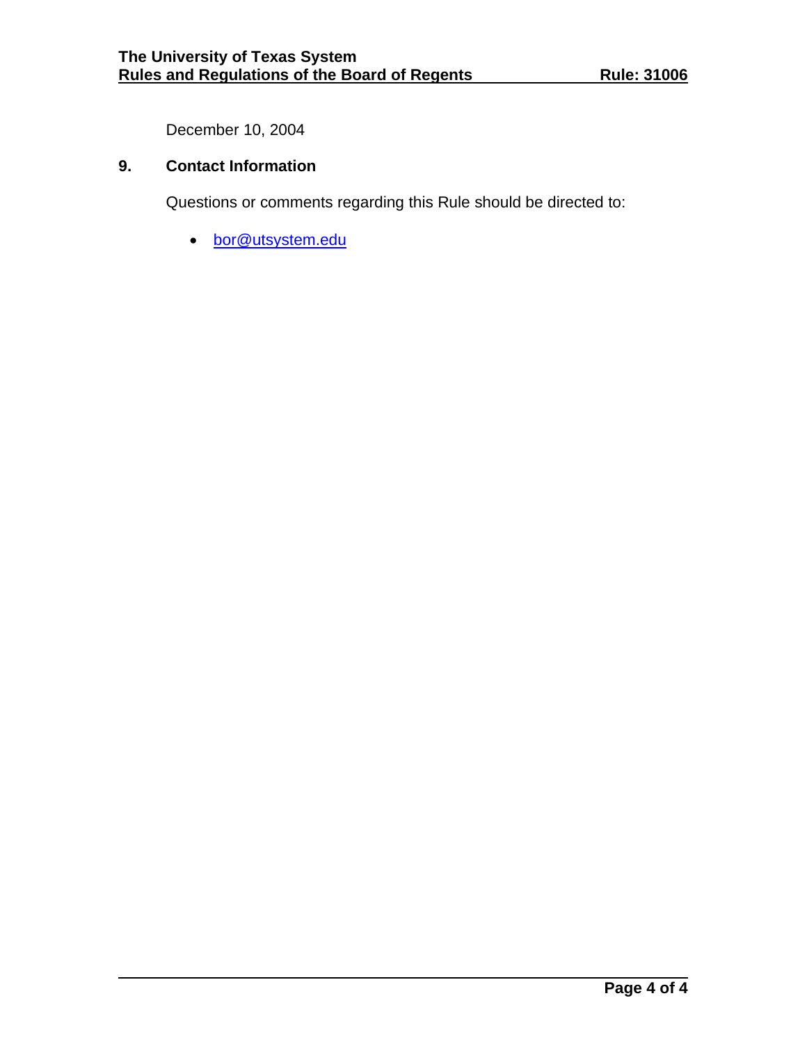December 10, 2004

## 9. Contact Information

Questions or comments regarding this Rule should be directed to:

- bor@utsystem.edu